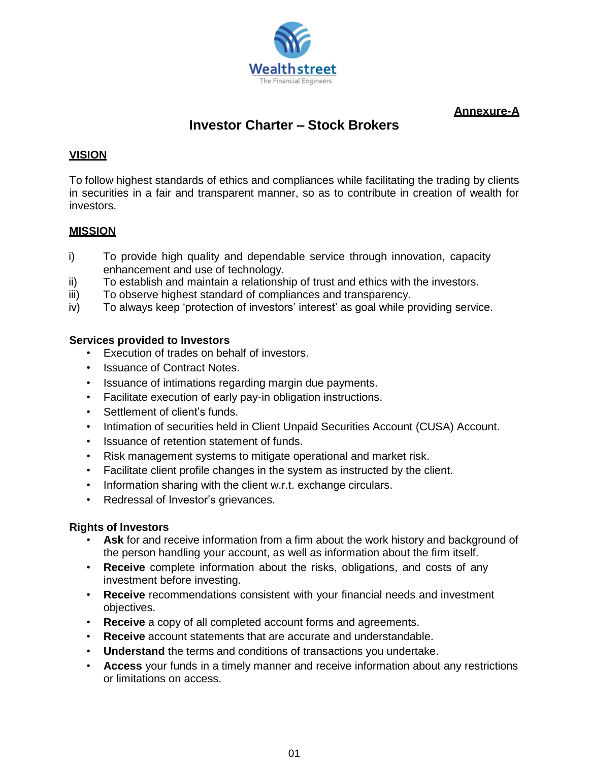Wealthstreet
The Financial Engineers

**Annexure-A**

# Investor Charter – Stock Brokers

## VISION

To follow highest standards of ethics and compliances while facilitating the trading by clients in securities in a fair and transparent manner, so as to contribute in creation of wealth for investors.

## MISSION

i) To provide high quality and dependable service through innovation, capacity enhancement and use of technology.
ii) To establish and maintain a relationship of trust and ethics with the investors.
iii) To observe highest standard of compliances and transparency.
iv) To always keep 'protection of investors' interest' as goal while providing service.

### Services provided to Investors

- Execution of trades on behalf of investors.
- Issuance of Contract Notes.
- Issuance of intimations regarding margin due payments.
- Facilitate execution of early pay-in obligation instructions.
- Settlement of client's funds.
- Intimation of securities held in Client Unpaid Securities Account (CUSA) Account.
- Issuance of retention statement of funds.
- Risk management systems to mitigate operational and market risk.
- Facilitate client profile changes in the system as instructed by the client.
- Information sharing with the client w.r.t. exchange circulars.
- Redressal of Investor's grievances.

### Rights of Investors

- **Ask** for and receive information from a firm about the work history and background of the person handling your account, as well as information about the firm itself.
- **Receive** complete information about the risks, obligations, and costs of any investment before investing.
- **Receive** recommendations consistent with your financial needs and investment objectives.
- **Receive** a copy of all completed account forms and agreements.
- **Receive** account statements that are accurate and understandable.
- **Understand** the terms and conditions of transactions you undertake.
- **Access** your funds in a timely manner and receive information about any restrictions or limitations on access.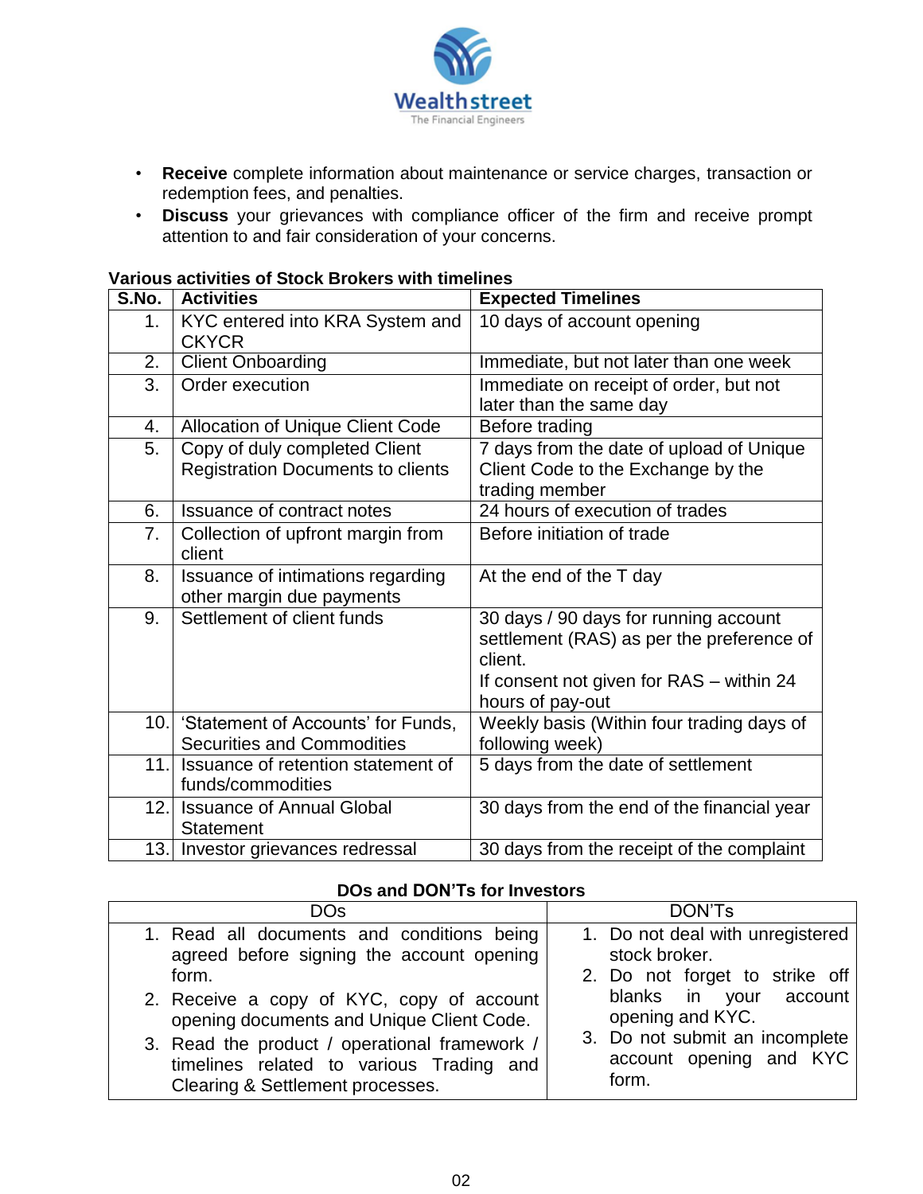- **Receive** complete information about maintenance or service charges, transaction or redemption fees, and penalties.
- **Discuss** your grievances with compliance officer of the firm and receive prompt attention to and fair consideration of your concerns.

**Various activities of Stock Brokers with timelines**

| S.No. | Activities | Expected Timelines |
|---|---|---|
| 1. | KYC entered into KRA System and CKYCR | 10 days of account opening |
| 2. | Client Onboarding | Immediate, but not later than one week |
| 3. | Order execution | Immediate on receipt of order, but not later than the same day |
| 4. | Allocation of Unique Client Code | Before trading |
| 5. | Copy of duly completed Client Registration Documents to clients | 7 days from the date of upload of Unique Client Code to the Exchange by the trading member |
| 6. | Issuance of contract notes | 24 hours of execution of trades |
| 7. | Collection of upfront margin from client | Before initiation of trade |
| 8. | Issuance of intimations regarding other margin due payments | At the end of the T day |
| 9. | Settlement of client funds | 30 days / 90 days for running account settlement (RAS) as per the preference of client.<br>If consent not given for RAS – within 24 hours of pay-out |
| 10. | 'Statement of Accounts' for Funds, Securities and Commodities | Weekly basis (Within four trading days of following week) |
| 11. | Issuance of retention statement of funds/commodities | 5 days from the date of settlement |
| 12. | Issuance of Annual Global Statement | 30 days from the end of the financial year |
| 13. | Investor grievances redressal | 30 days from the receipt of the complaint |

**DOs and DON'Ts for Investors**

| DOs | DON'Ts |
|---|---|
| 1. Read all documents and conditions being agreed before signing the account opening form.<br>2. Receive a copy of KYC, copy of account opening documents and Unique Client Code.<br>3. Read the product / operational framework / timelines related to various Trading and Clearing & Settlement processes. | 1. Do not deal with unregistered stock broker.<br>2. Do not forget to strike off blanks in your account opening and KYC.<br>3. Do not submit an incomplete account opening and KYC form. |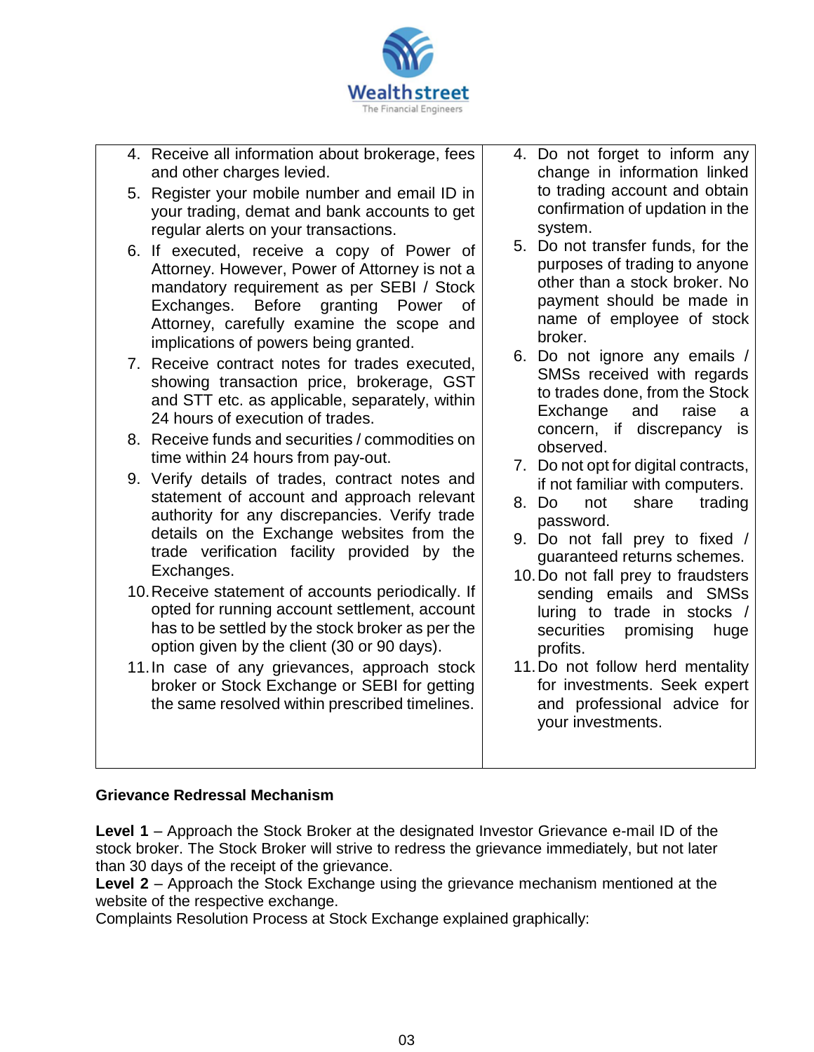| | |
|---|---|
| 4. Receive all information about brokerage, fees and other charges levied.<br>5. Register your mobile number and email ID in your trading, demat and bank accounts to get regular alerts on your transactions.<br>6. If executed, receive a copy of Power of Attorney. However, Power of Attorney is not a mandatory requirement as per SEBI / Stock Exchanges. Before granting Power of Attorney, carefully examine the scope and implications of powers being granted.<br>7. Receive contract notes for trades executed, showing transaction price, brokerage, GST and STT etc. as applicable, separately, within 24 hours of execution of trades.<br>8. Receive funds and securities / commodities on time within 24 hours from pay-out.<br>9. Verify details of trades, contract notes and statement of account and approach relevant authority for any discrepancies. Verify trade details on the Exchange websites from the trade verification facility provided by the Exchanges.<br>10. Receive statement of accounts periodically. If opted for running account settlement, account has to be settled by the stock broker as per the option given by the client (30 or 90 days).<br>11. In case of any grievances, approach stock broker or Stock Exchange or SEBI for getting the same resolved within prescribed timelines. | 4. Do not forget to inform any change in information linked to trading account and obtain confirmation of updation in the system.<br>5. Do not transfer funds, for the purposes of trading to anyone other than a stock broker. No payment should be made in name of employee of stock broker.<br>6. Do not ignore any emails / SMSs received with regards to trades done, from the Stock Exchange and raise a concern, if discrepancy is observed.<br>7. Do not opt for digital contracts, if not familiar with computers.<br>8. Do not share trading password.<br>9. Do not fall prey to fixed / guaranteed returns schemes.<br>10. Do not fall prey to fraudsters sending emails and SMSs luring to trade in stocks / securities promising huge profits.<br>11. Do not follow herd mentality for investments. Seek expert and professional advice for your investments. |

**Grievance Redressal Mechanism**

**Level 1** – Approach the Stock Broker at the designated Investor Grievance e-mail ID of the stock broker. The Stock Broker will strive to redress the grievance immediately, but not later than 30 days of the receipt of the grievance.

**Level 2** – Approach the Stock Exchange using the grievance mechanism mentioned at the website of the respective exchange.

Complaints Resolution Process at Stock Exchange explained graphically: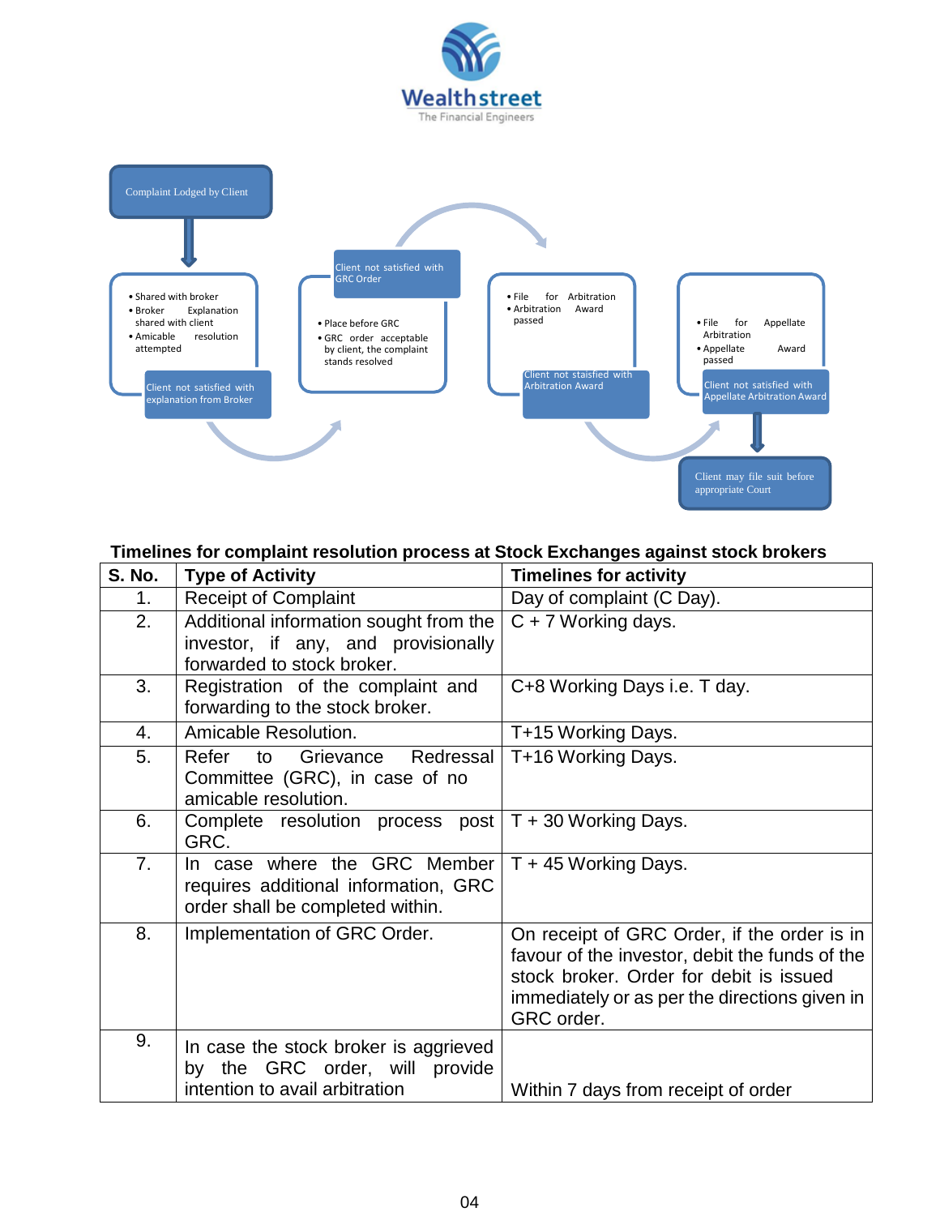**Wealthstreet**
The Financial Engineers

Complaint Lodged by Client

- Shared with broker
- Broker Explanation shared with client
- Amicable resolution attempted

Client not satisfied with explanation from Broker

Client not satisfied with GRC Order

- Place before GRC
- GRC order acceptable by client, the complaint stands resolved

- File for Arbitration
- Arbitration Award passed

Client not staisfied with Arbitration Award

- File for Appellate Arbitration
- Appellate Award passed

Client not satisfied with Appellate Arbitration Award

Client may file suit before appropriate Court

**Timelines for complaint resolution process at Stock Exchanges against stock brokers**

| S. No. | Type of Activity | Timelines for activity |
|---|---|---|
| 1. | Receipt of Complaint | Day of complaint (C Day). |
| 2. | Additional information sought from the investor, if any, and provisionally forwarded to stock broker. | C + 7 Working days. |
| 3. | Registration of the complaint and forwarding to the stock broker. | C+8 Working Days i.e. T day. |
| 4. | Amicable Resolution. | T+15 Working Days. |
| 5. | Refer to Grievance Redressal Committee (GRC), in case of no amicable resolution. | T+16 Working Days. |
| 6. | Complete resolution process post GRC. | T + 30 Working Days. |
| 7. | In case where the GRC Member requires additional information, GRC order shall be completed within. | T + 45 Working Days. |
| 8. | Implementation of GRC Order. | On receipt of GRC Order, if the order is in favour of the investor, debit the funds of the stock broker. Order for debit is issued immediately or as per the directions given in GRC order. |
| 9. | In case the stock broker is aggrieved by the GRC order, will provide intention to avail arbitration | Within 7 days from receipt of order |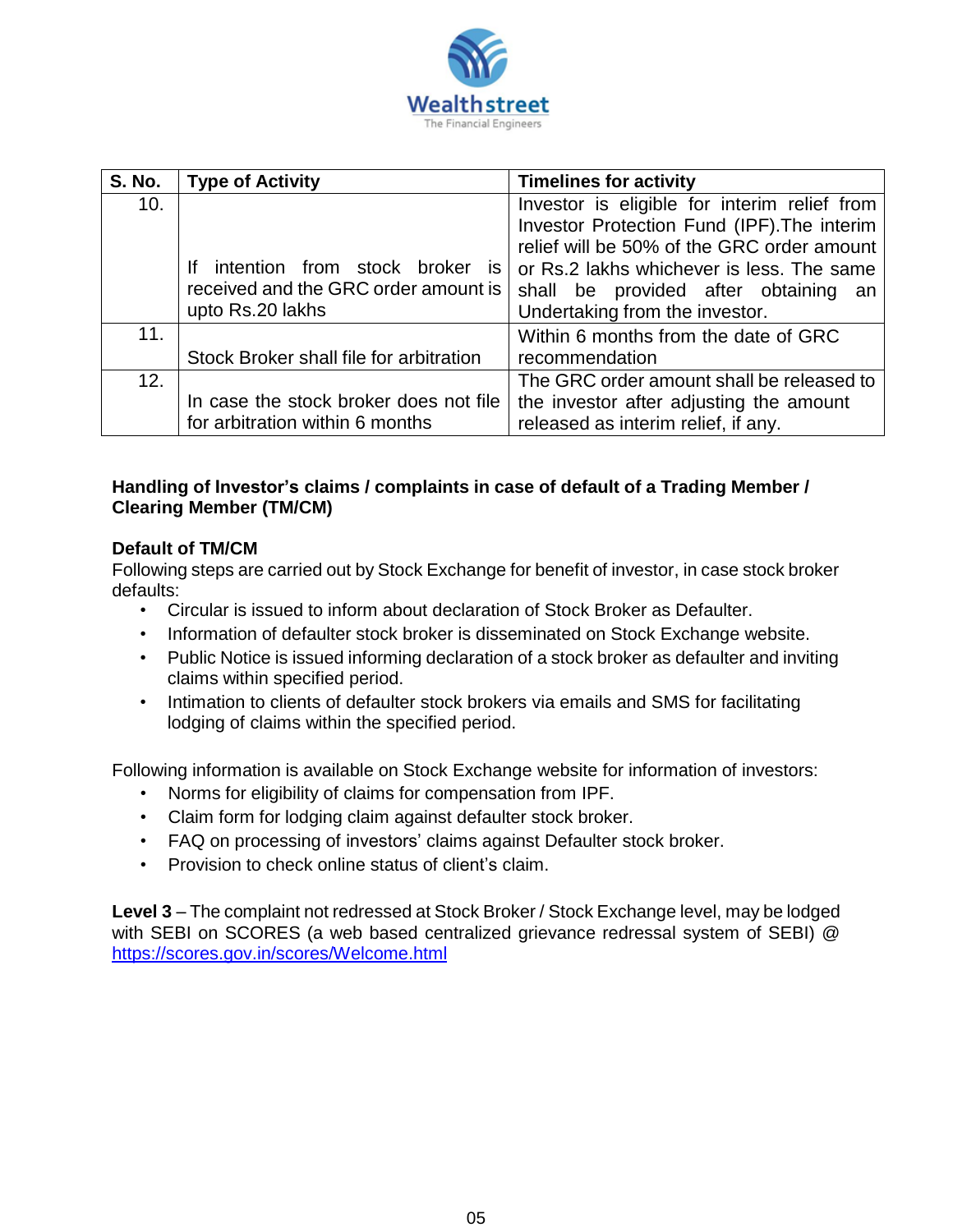| S. No. | Type of Activity | Timelines for activity |
|---|---|---|
| 10. | If intention from stock broker is received and the GRC order amount is upto Rs.20 lakhs | Investor is eligible for interim relief from Investor Protection Fund (IPF).The interim relief will be 50% of the GRC order amount or Rs.2 lakhs whichever is less. The same shall be provided after obtaining an Undertaking from the investor. |
| 11. | Stock Broker shall file for arbitration | Within 6 months from the date of GRC recommendation |
| 12. | In case the stock broker does not file for arbitration within 6 months | The GRC order amount shall be released to the investor after adjusting the amount released as interim relief, if any. |

**Handling of Investor's claims / complaints in case of default of a Trading Member / Clearing Member (TM/CM)**

**Default of TM/CM**

Following steps are carried out by Stock Exchange for benefit of investor, in case stock broker defaults:

- Circular is issued to inform about declaration of Stock Broker as Defaulter.
- Information of defaulter stock broker is disseminated on Stock Exchange website.
- Public Notice is issued informing declaration of a stock broker as defaulter and inviting claims within specified period.
- Intimation to clients of defaulter stock brokers via emails and SMS for facilitating lodging of claims within the specified period.

Following information is available on Stock Exchange website for information of investors:

- Norms for eligibility of claims for compensation from IPF.
- Claim form for lodging claim against defaulter stock broker.
- FAQ on processing of investors' claims against Defaulter stock broker.
- Provision to check online status of client's claim.

**Level 3** – The complaint not redressed at Stock Broker / Stock Exchange level, may be lodged with SEBI on SCORES (a web based centralized grievance redressal system of SEBI) @ https://scores.gov.in/scores/Welcome.html